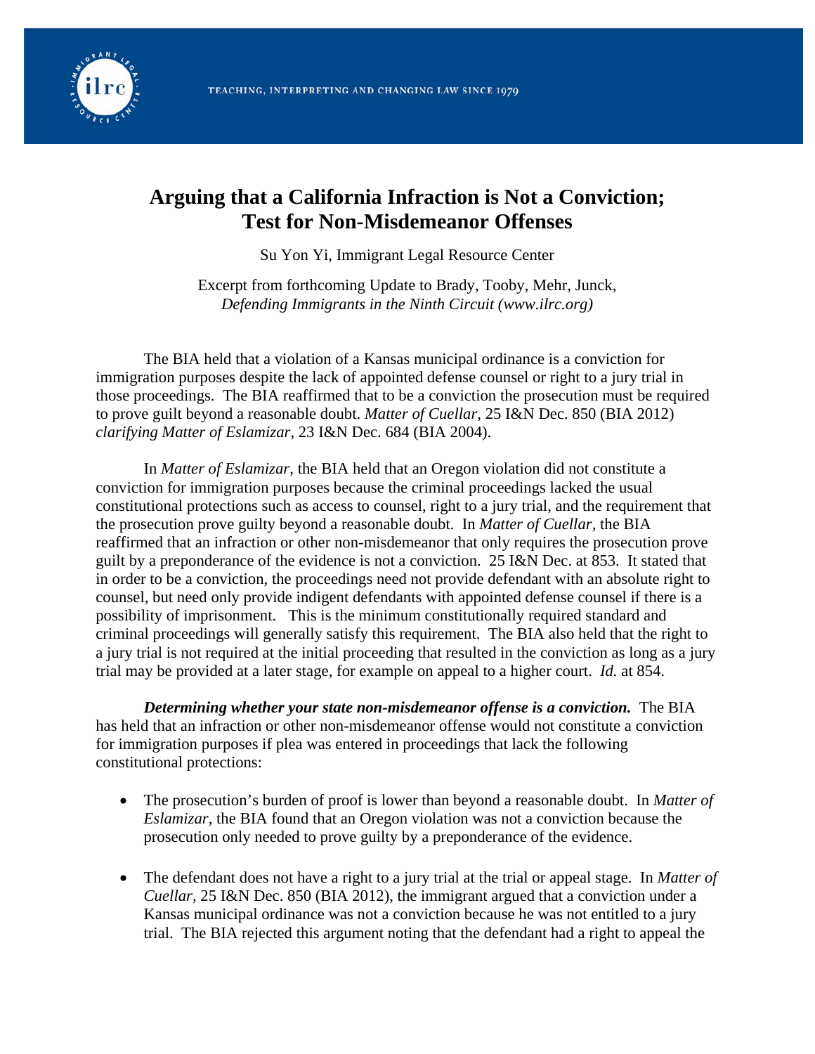# Arguing that a California Infraction is Not a Conviction; Test for Non-Misdemeanor Offenses

Su Yon Yi, Immigrant Legal Resource Center

Excerpt from forthcoming Update to Brady, Tooby, Mehr, Junck, *Defending Immigrants in the Ninth Circuit (www.ilrc.org)*

The BIA held that a violation of a Kansas municipal ordinance is a conviction for immigration purposes despite the lack of appointed defense counsel or right to a jury trial in those proceedings. The BIA reaffirmed that to be a conviction the prosecution must be required to prove guilt beyond a reasonable doubt. *Matter of Cuellar*, 25 I&N Dec. 850 (BIA 2012) *clarifying Matter of Eslamizar*, 23 I&N Dec. 684 (BIA 2004).

In *Matter of Eslamizar*, the BIA held that an Oregon violation did not constitute a conviction for immigration purposes because the criminal proceedings lacked the usual constitutional protections such as access to counsel, right to a jury trial, and the requirement that the prosecution prove guilty beyond a reasonable doubt. In *Matter of Cuellar,* the BIA reaffirmed that an infraction or other non-misdemeanor that only requires the prosecution prove guilt by a preponderance of the evidence is not a conviction. 25 I&N Dec. at 853. It stated that in order to be a conviction, the proceedings need not provide defendant with an absolute right to counsel, but need only provide indigent defendants with appointed defense counsel if there is a possibility of imprisonment. This is the minimum constitutionally required standard and criminal proceedings will generally satisfy this requirement. The BIA also held that the right to a jury trial is not required at the initial proceeding that resulted in the conviction as long as a jury trial may be provided at a later stage, for example on appeal to a higher court. *Id.* at 854.

***Determining whether your state non-misdemeanor offense is a conviction.*** The BIA has held that an infraction or other non-misdemeanor offense would not constitute a conviction for immigration purposes if plea was entered in proceedings that lack the following constitutional protections:

- The prosecution's burden of proof is lower than beyond a reasonable doubt. In *Matter of Eslamizar*, the BIA found that an Oregon violation was not a conviction because the prosecution only needed to prove guilty by a preponderance of the evidence.

- The defendant does not have a right to a jury trial at the trial or appeal stage. In *Matter of Cuellar*, 25 I&N Dec. 850 (BIA 2012), the immigrant argued that a conviction under a Kansas municipal ordinance was not a conviction because he was not entitled to a jury trial. The BIA rejected this argument noting that the defendant had a right to appeal the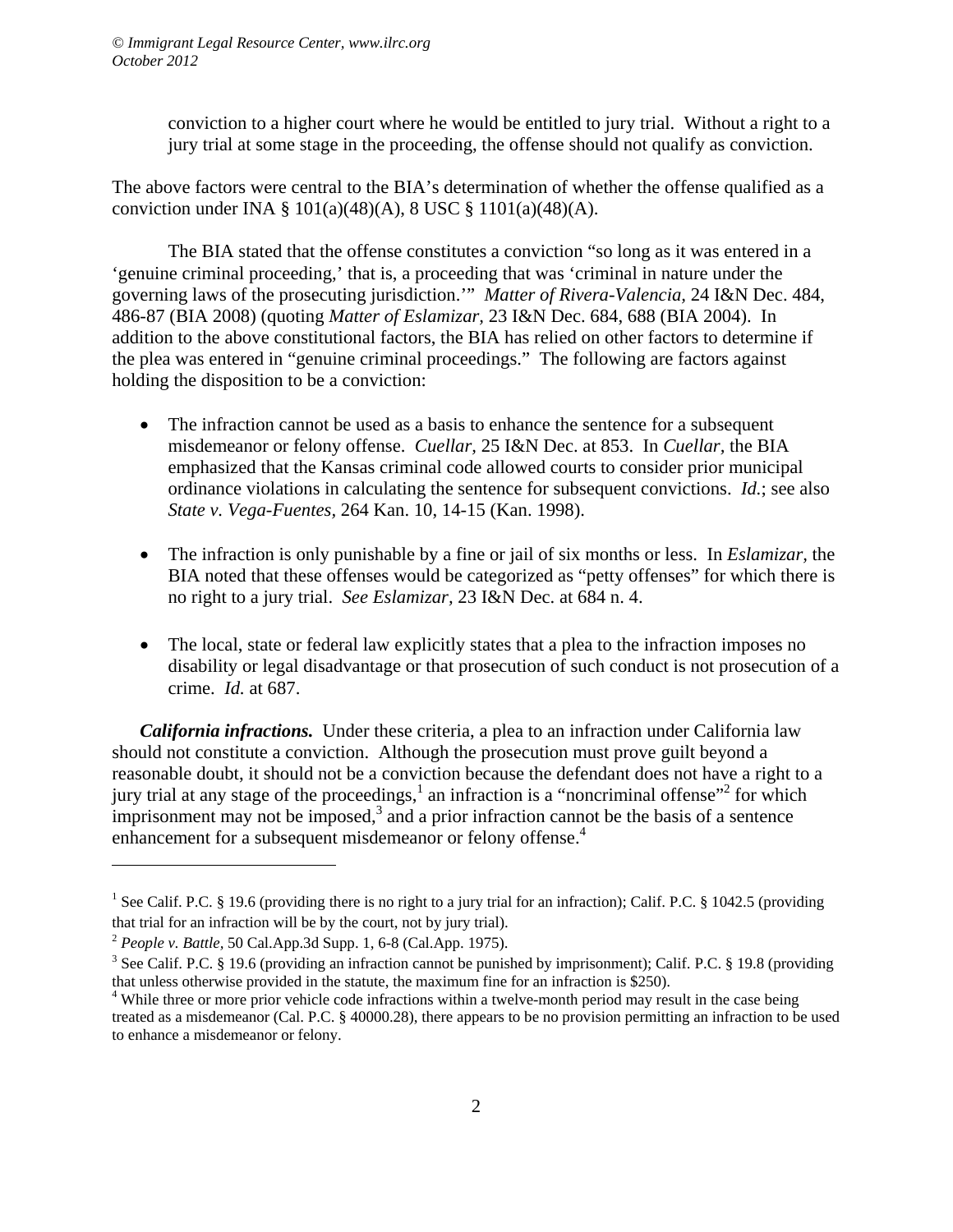conviction to a higher court where he would be entitled to jury trial. Without a right to a jury trial at some stage in the proceeding, the offense should not qualify as conviction.

The above factors were central to the BIA's determination of whether the offense qualified as a conviction under INA § 101(a)(48)(A), 8 USC § 1101(a)(48)(A).

The BIA stated that the offense constitutes a conviction "so long as it was entered in a 'genuine criminal proceeding,' that is, a proceeding that was 'criminal in nature under the governing laws of the prosecuting jurisdiction.'" *Matter of Rivera-Valencia*, 24 I&N Dec. 484, 486-87 (BIA 2008) (quoting *Matter of Eslamizar*, 23 I&N Dec. 684, 688 (BIA 2004). In addition to the above constitutional factors, the BIA has relied on other factors to determine if the plea was entered in "genuine criminal proceedings." The following are factors against holding the disposition to be a conviction:

- The infraction cannot be used as a basis to enhance the sentence for a subsequent misdemeanor or felony offense. *Cuellar*, 25 I&N Dec. at 853. In *Cuellar*, the BIA emphasized that the Kansas criminal code allowed courts to consider prior municipal ordinance violations in calculating the sentence for subsequent convictions. *Id.*; see also *State v. Vega-Fuentes*, 264 Kan. 10, 14-15 (Kan. 1998).

- The infraction is only punishable by a fine or jail of six months or less. In *Eslamizar*, the BIA noted that these offenses would be categorized as "petty offenses" for which there is no right to a jury trial. *See Eslamizar*, 23 I&N Dec. at 684 n. 4.

- The local, state or federal law explicitly states that a plea to the infraction imposes no disability or legal disadvantage or that prosecution of such conduct is not prosecution of a crime. *Id.* at 687.

***California infractions.*** Under these criteria, a plea to an infraction under California law should not constitute a conviction. Although the prosecution must prove guilt beyond a reasonable doubt, it should not be a conviction because the defendant does not have a right to a jury trial at any stage of the proceedings,[1] an infraction is a "noncriminal offense"[2] for which imprisonment may not be imposed,[3] and a prior infraction cannot be the basis of a sentence enhancement for a subsequent misdemeanor or felony offense.[4]

---

[1] See Calif. P.C. § 19.6 (providing there is no right to a jury trial for an infraction); Calif. P.C. § 1042.5 (providing that trial for an infraction will be by the court, not by jury trial).

[2] *People v. Battle*, 50 Cal.App.3d Supp. 1, 6-8 (Cal.App. 1975).

[3] See Calif. P.C. § 19.6 (providing an infraction cannot be punished by imprisonment); Calif. P.C. § 19.8 (providing that unless otherwise provided in the statute, the maximum fine for an infraction is $250).

[4] While three or more prior vehicle code infractions within a twelve-month period may result in the case being treated as a misdemeanor (Cal. P.C. § 40000.28), there appears to be no provision permitting an infraction to be used to enhance a misdemeanor or felony.